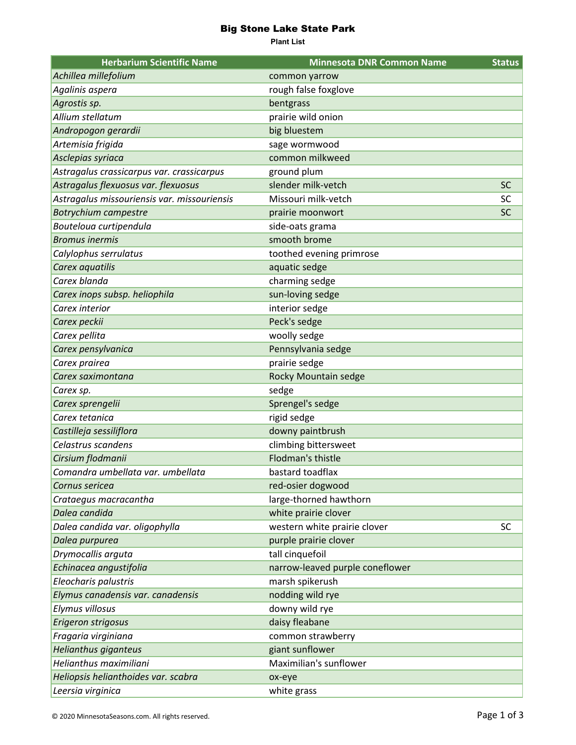# Big Stone Lake State Park

**Plant List**

| Herbarium Scientific Name | Minnesota DNR Common Name | Status |
|---|---|---|
| *Achillea millefolium* | common yarrow | |
| *Agalinis aspera* | rough false foxglove | |
| *Agrostis sp.* | bentgrass | |
| *Allium stellatum* | prairie wild onion | |
| *Andropogon gerardii* | big bluestem | |
| *Artemisia frigida* | sage wormwood | |
| *Asclepias syriaca* | common milkweed | |
| *Astragalus crassicarpus var. crassicarpus* | ground plum | |
| *Astragalus flexuosus var. flexuosus* | slender milk-vetch | SC |
| *Astragalus missouriensis var. missouriensis* | Missouri milk-vetch | SC |
| *Botrychium campestre* | prairie moonwort | SC |
| *Bouteloua curtipendula* | side-oats grama | |
| *Bromus inermis* | smooth brome | |
| *Calylophus serrulatus* | toothed evening primrose | |
| *Carex aquatilis* | aquatic sedge | |
| *Carex blanda* | charming sedge | |
| *Carex inops subsp. heliophila* | sun-loving sedge | |
| *Carex interior* | interior sedge | |
| *Carex peckii* | Peck's sedge | |
| *Carex pellita* | woolly sedge | |
| *Carex pensylvanica* | Pennsylvania sedge | |
| *Carex prairea* | prairie sedge | |
| *Carex saximontana* | Rocky Mountain sedge | |
| *Carex sp.* | sedge | |
| *Carex sprengelii* | Sprengel's sedge | |
| *Carex tetanica* | rigid sedge | |
| *Castilleja sessiliflora* | downy paintbrush | |
| *Celastrus scandens* | climbing bittersweet | |
| *Cirsium flodmanii* | Flodman's thistle | |
| *Comandra umbellata var. umbellata* | bastard toadflax | |
| *Cornus sericea* | red-osier dogwood | |
| *Crataegus macracantha* | large-thorned hawthorn | |
| *Dalea candida* | white prairie clover | |
| *Dalea candida var. oligophylla* | western white prairie clover | SC |
| *Dalea purpurea* | purple prairie clover | |
| *Drymocallis arguta* | tall cinquefoil | |
| *Echinacea angustifolia* | narrow-leaved purple coneflower | |
| *Eleocharis palustris* | marsh spikerush | |
| *Elymus canadensis var. canadensis* | nodding wild rye | |
| *Elymus villosus* | downy wild rye | |
| *Erigeron strigosus* | daisy fleabane | |
| *Fragaria virginiana* | common strawberry | |
| *Helianthus giganteus* | giant sunflower | |
| *Helianthus maximiliani* | Maximilian's sunflower | |
| *Heliopsis helianthoides var. scabra* | ox-eye | |
| *Leersia virginica* | white grass | |

© 2020 MinnesotaSeasons.com. All rights reserved.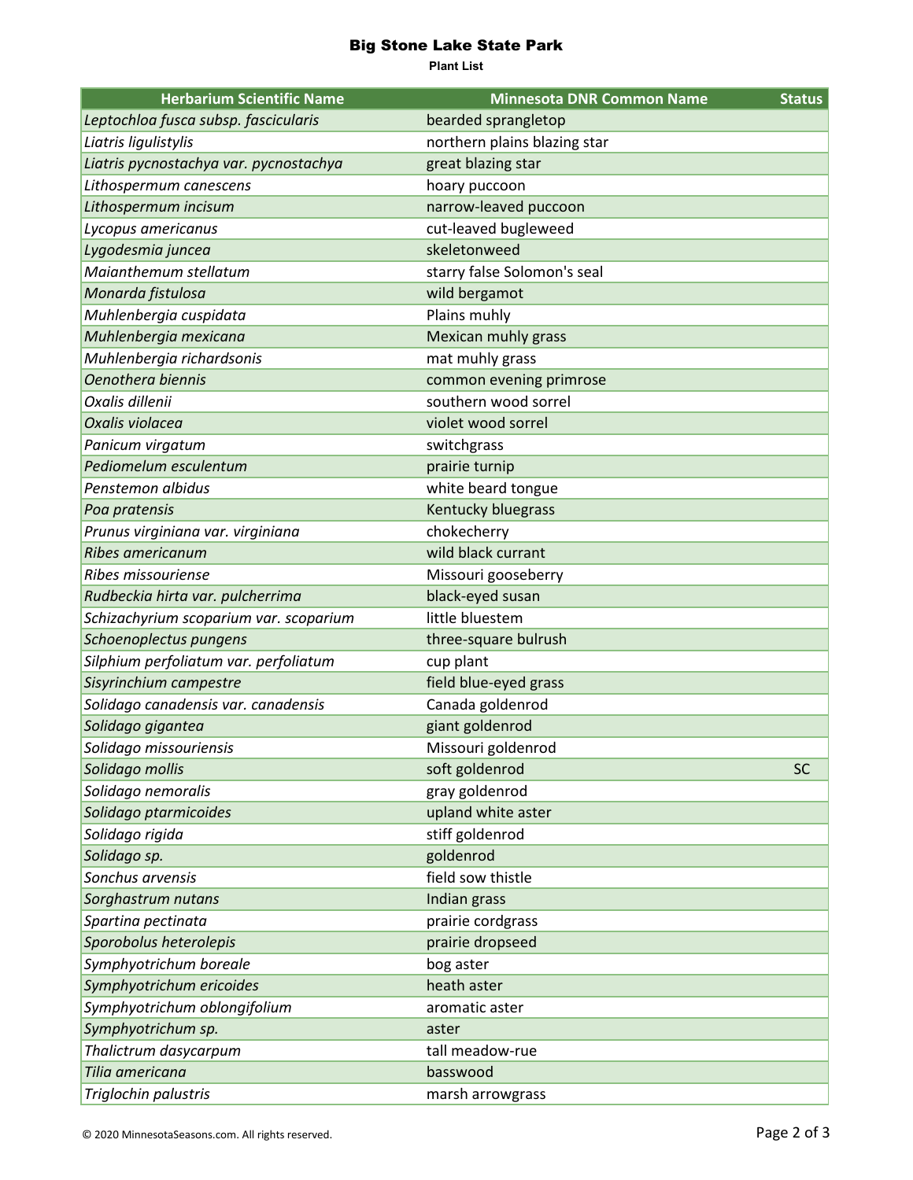# Big Stone Lake State Park

**Plant List**

| Herbarium Scientific Name | Minnesota DNR Common Name | Status |
|---|---|---|
| *Leptochloa fusca subsp. fascicularis* | bearded sprangletop | |
| *Liatris ligulistylis* | northern plains blazing star | |
| *Liatris pycnostachya var. pycnostachya* | great blazing star | |
| *Lithospermum canescens* | hoary puccoon | |
| *Lithospermum incisum* | narrow-leaved puccoon | |
| *Lycopus americanus* | cut-leaved bugleweed | |
| *Lygodesmia juncea* | skeletonweed | |
| *Maianthemum stellatum* | starry false Solomon's seal | |
| *Monarda fistulosa* | wild bergamot | |
| *Muhlenbergia cuspidata* | Plains muhly | |
| *Muhlenbergia mexicana* | Mexican muhly grass | |
| *Muhlenbergia richardsonis* | mat muhly grass | |
| *Oenothera biennis* | common evening primrose | |
| *Oxalis dillenii* | southern wood sorrel | |
| *Oxalis violacea* | violet wood sorrel | |
| *Panicum virgatum* | switchgrass | |
| *Pediomelum esculentum* | prairie turnip | |
| *Penstemon albidus* | white beard tongue | |
| *Poa pratensis* | Kentucky bluegrass | |
| *Prunus virginiana var. virginiana* | chokecherry | |
| *Ribes americanum* | wild black currant | |
| *Ribes missouriense* | Missouri gooseberry | |
| *Rudbeckia hirta var. pulcherrima* | black-eyed susan | |
| *Schizachyrium scoparium var. scoparium* | little bluestem | |
| *Schoenoplectus pungens* | three-square bulrush | |
| *Silphium perfoliatum var. perfoliatum* | cup plant | |
| *Sisyrinchium campestre* | field blue-eyed grass | |
| *Solidago canadensis var. canadensis* | Canada goldenrod | |
| *Solidago gigantea* | giant goldenrod | |
| *Solidago missouriensis* | Missouri goldenrod | |
| *Solidago mollis* | soft goldenrod | SC |
| *Solidago nemoralis* | gray goldenrod | |
| *Solidago ptarmicoides* | upland white aster | |
| *Solidago rigida* | stiff goldenrod | |
| *Solidago sp.* | goldenrod | |
| *Sonchus arvensis* | field sow thistle | |
| *Sorghastrum nutans* | Indian grass | |
| *Spartina pectinata* | prairie cordgrass | |
| *Sporobolus heterolepis* | prairie dropseed | |
| *Symphyotrichum boreale* | bog aster | |
| *Symphyotrichum ericoides* | heath aster | |
| *Symphyotrichum oblongifolium* | aromatic aster | |
| *Symphyotrichum sp.* | aster | |
| *Thalictrum dasycarpum* | tall meadow-rue | |
| *Tilia americana* | basswood | |
| *Triglochin palustris* | marsh arrowgrass | |

© 2020 MinnesotaSeasons.com. All rights reserved.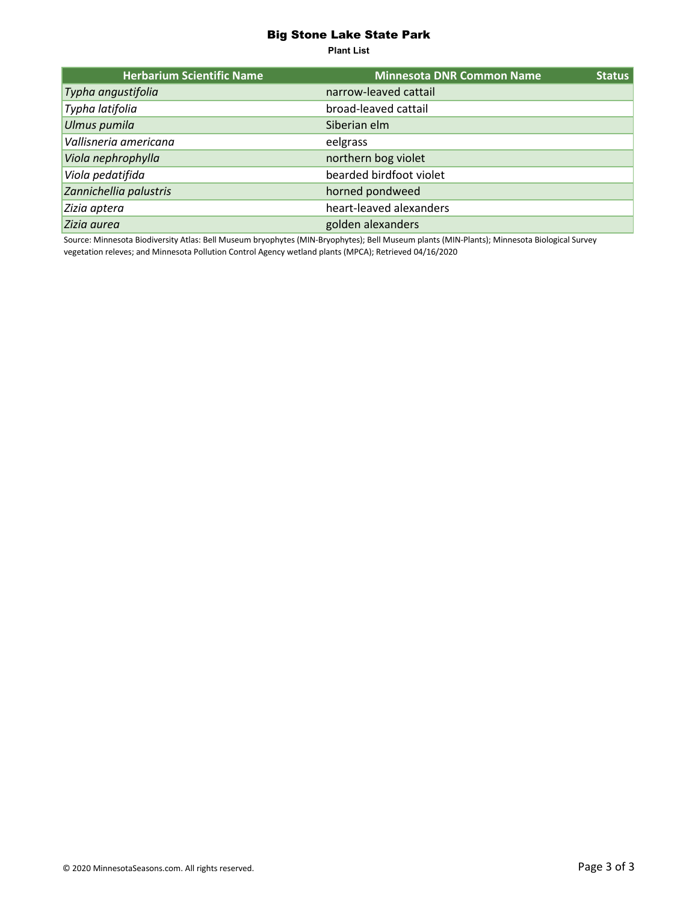# Big Stone Lake State Park

**Plant List**

| Herbarium Scientific Name | Minnesota DNR Common Name | Status |
| --- | --- | --- |
| *Typha angustifolia* | narrow-leaved cattail | |
| *Typha latifolia* | broad-leaved cattail | |
| *Ulmus pumila* | Siberian elm | |
| *Vallisneria americana* | eelgrass | |
| *Viola nephrophylla* | northern bog violet | |
| *Viola pedatifida* | bearded birdfoot violet | |
| *Zannichellia palustris* | horned pondweed | |
| *Zizia aptera* | heart-leaved alexanders | |
| *Zizia aurea* | golden alexanders | |

Source: Minnesota Biodiversity Atlas: Bell Museum bryophytes (MIN-Bryophytes); Bell Museum plants (MIN-Plants); Minnesota Biological Survey vegetation releves; and Minnesota Pollution Control Agency wetland plants (MPCA); Retrieved 04/16/2020

© 2020 MinnesotaSeasons.com. All rights reserved.